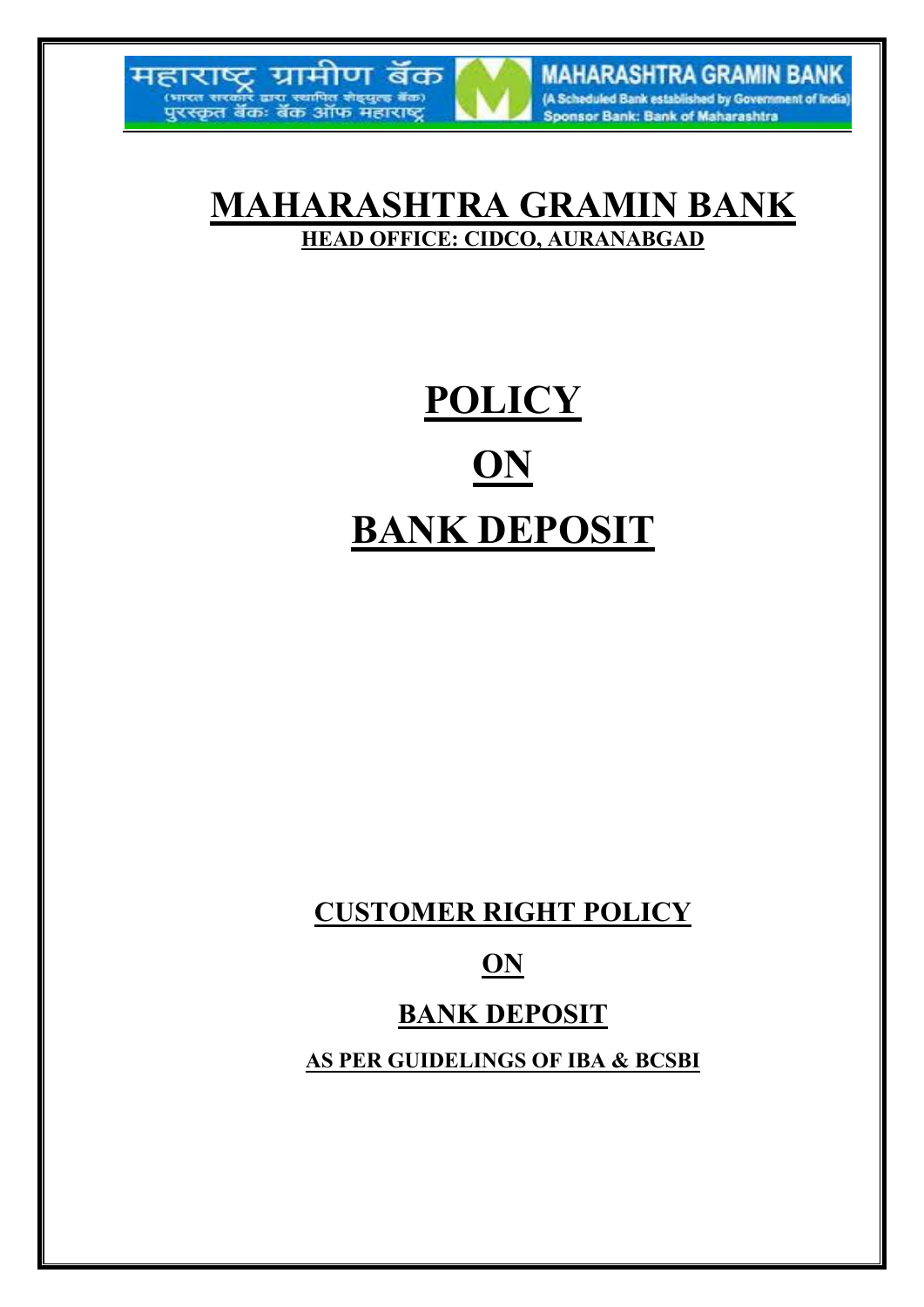महाराष्ट्र ग्रामीण बँक
(भारत सरकार द्वारा स्थापित शेड्युल्ड बँक)
पुरस्कृत बँक: बँक ऑफ महाराष्ट्र

MAHARASHTRA GRAMIN BANK
(A Scheduled Bank established by Government of India)
Sponsor Bank: Bank of Maharashtra

# MAHARASHTRA GRAMIN BANK

**HEAD OFFICE: CIDCO, AURANABGAD**

# POLICY

# ON

# BANK DEPOSIT

## CUSTOMER RIGHT POLICY

## ON

## BANK DEPOSIT

**AS PER GUIDELINGS OF IBA & BCSBI**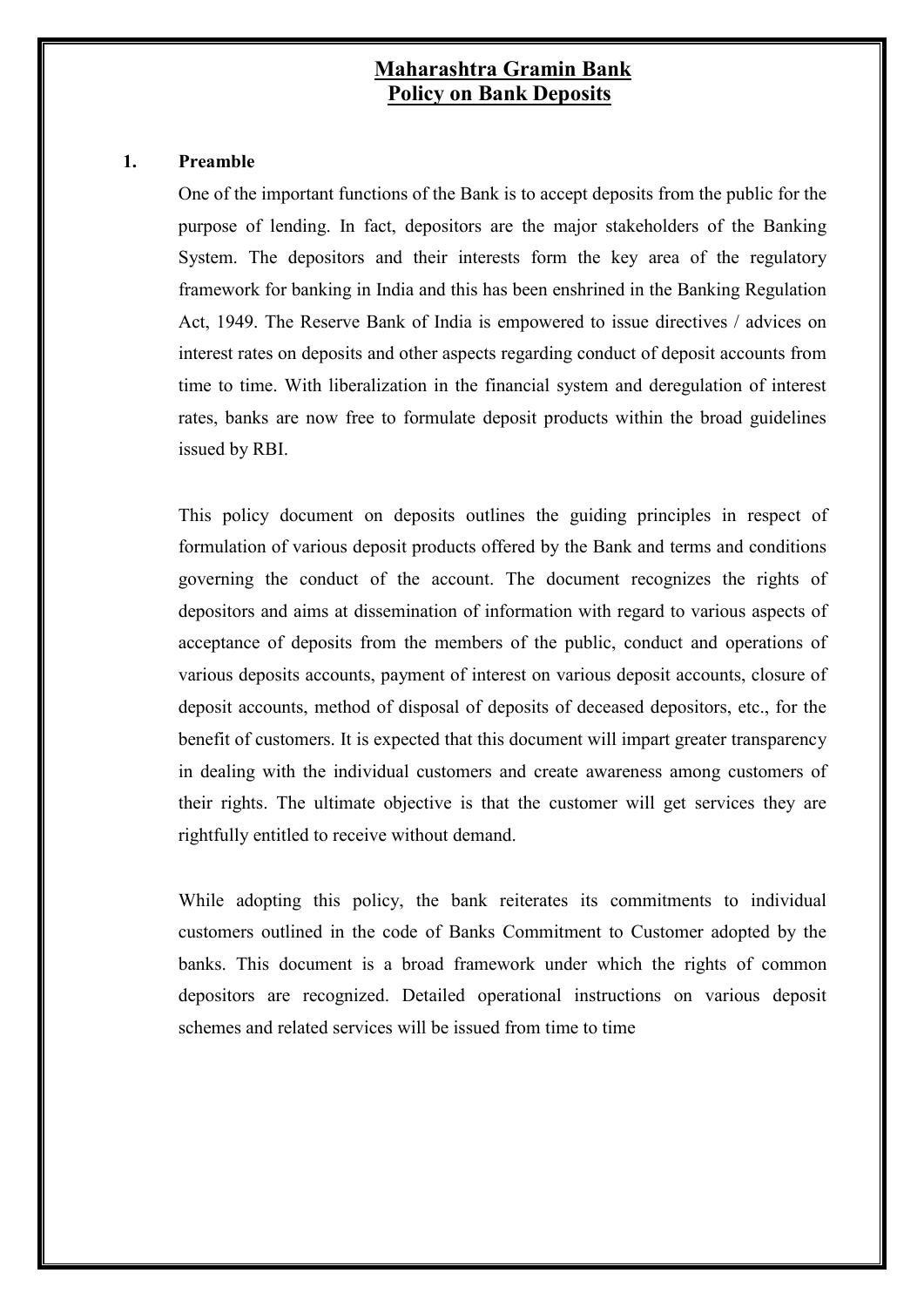# Maharashtra Gramin Bank
# Policy on Bank Deposits

## 1. Preamble

One of the important functions of the Bank is to accept deposits from the public for the purpose of lending. In fact, depositors are the major stakeholders of the Banking System. The depositors and their interests form the key area of the regulatory framework for banking in India and this has been enshrined in the Banking Regulation Act, 1949. The Reserve Bank of India is empowered to issue directives / advices on interest rates on deposits and other aspects regarding conduct of deposit accounts from time to time. With liberalization in the financial system and deregulation of interest rates, banks are now free to formulate deposit products within the broad guidelines issued by RBI.

This policy document on deposits outlines the guiding principles in respect of formulation of various deposit products offered by the Bank and terms and conditions governing the conduct of the account. The document recognizes the rights of depositors and aims at dissemination of information with regard to various aspects of acceptance of deposits from the members of the public, conduct and operations of various deposits accounts, payment of interest on various deposit accounts, closure of deposit accounts, method of disposal of deposits of deceased depositors, etc., for the benefit of customers. It is expected that this document will impart greater transparency in dealing with the individual customers and create awareness among customers of their rights. The ultimate objective is that the customer will get services they are rightfully entitled to receive without demand.

While adopting this policy, the bank reiterates its commitments to individual customers outlined in the code of Banks Commitment to Customer adopted by the banks. This document is a broad framework under which the rights of common depositors are recognized. Detailed operational instructions on various deposit schemes and related services will be issued from time to time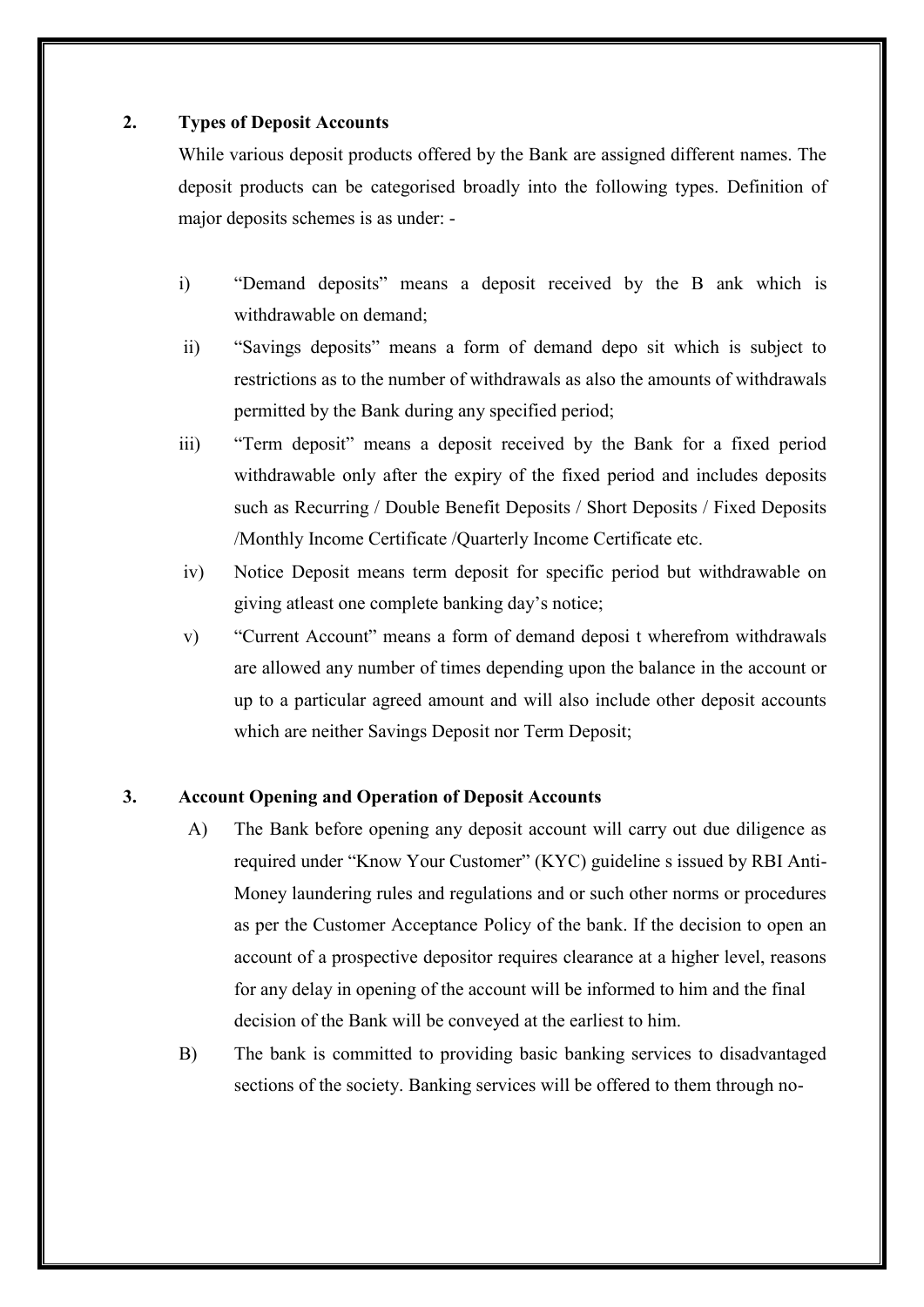## 2. Types of Deposit Accounts

While various deposit products offered by the Bank are assigned different names. The deposit products can be categorised broadly into the following types. Definition of major deposits schemes is as under: -

i) "Demand deposits" means a deposit received by the B ank which is withdrawable on demand;

ii) "Savings deposits" means a form of demand depo sit which is subject to restrictions as to the number of withdrawals as also the amounts of withdrawals permitted by the Bank during any specified period;

iii) "Term deposit" means a deposit received by the Bank for a fixed period withdrawable only after the expiry of the fixed period and includes deposits such as Recurring / Double Benefit Deposits / Short Deposits / Fixed Deposits /Monthly Income Certificate /Quarterly Income Certificate etc.

iv) Notice Deposit means term deposit for specific period but withdrawable on giving atleast one complete banking day's notice;

v) "Current Account" means a form of demand deposi t wherefrom withdrawals are allowed any number of times depending upon the balance in the account or up to a particular agreed amount and will also include other deposit accounts which are neither Savings Deposit nor Term Deposit;

## 3. Account Opening and Operation of Deposit Accounts

A) The Bank before opening any deposit account will carry out due diligence as required under "Know Your Customer" (KYC) guideline s issued by RBI Anti-Money laundering rules and regulations and or such other norms or procedures as per the Customer Acceptance Policy of the bank. If the decision to open an account of a prospective depositor requires clearance at a higher level, reasons for any delay in opening of the account will be informed to him and the final decision of the Bank will be conveyed at the earliest to him.

B) The bank is committed to providing basic banking services to disadvantaged sections of the society. Banking services will be offered to them through no-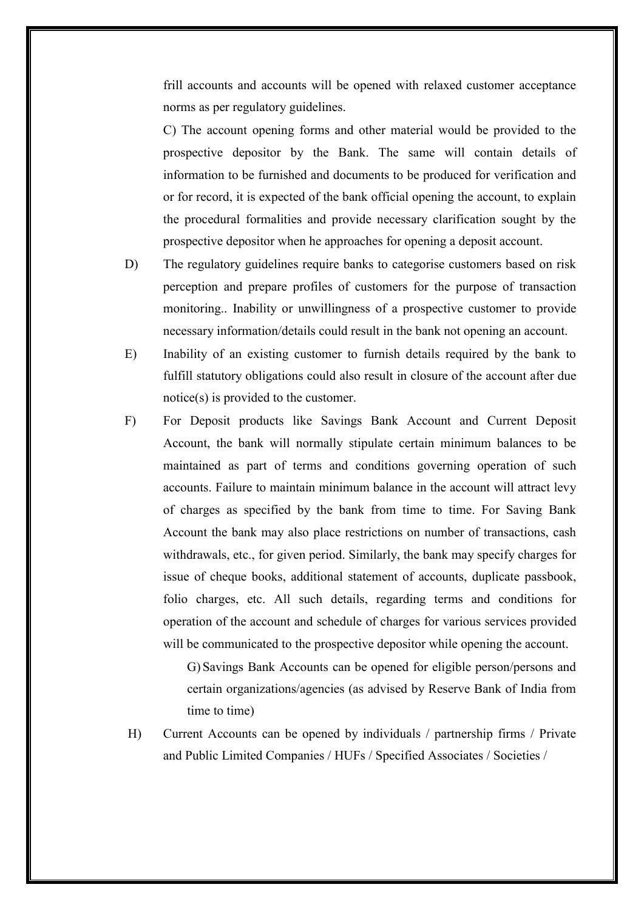frill accounts and accounts will be opened with relaxed customer acceptance norms as per regulatory guidelines.

C) The account opening forms and other material would be provided to the prospective depositor by the Bank. The same will contain details of information to be furnished and documents to be produced for verification and or for record, it is expected of the bank official opening the account, to explain the procedural formalities and provide necessary clarification sought by the prospective depositor when he approaches for opening a deposit account.

D) The regulatory guidelines require banks to categorise customers based on risk perception and prepare profiles of customers for the purpose of transaction monitoring.. Inability or unwillingness of a prospective customer to provide necessary information/details could result in the bank not opening an account.

E) Inability of an existing customer to furnish details required by the bank to fulfill statutory obligations could also result in closure of the account after due notice(s) is provided to the customer.

F) For Deposit products like Savings Bank Account and Current Deposit Account, the bank will normally stipulate certain minimum balances to be maintained as part of terms and conditions governing operation of such accounts. Failure to maintain minimum balance in the account will attract levy of charges as specified by the bank from time to time. For Saving Bank Account the bank may also place restrictions on number of transactions, cash withdrawals, etc., for given period. Similarly, the bank may specify charges for issue of cheque books, additional statement of accounts, duplicate passbook, folio charges, etc. All such details, regarding terms and conditions for operation of the account and schedule of charges for various services provided will be communicated to the prospective depositor while opening the account.

G) Savings Bank Accounts can be opened for eligible person/persons and certain organizations/agencies (as advised by Reserve Bank of India from time to time)

H) Current Accounts can be opened by individuals / partnership firms / Private and Public Limited Companies / HUFs / Specified Associates / Societies /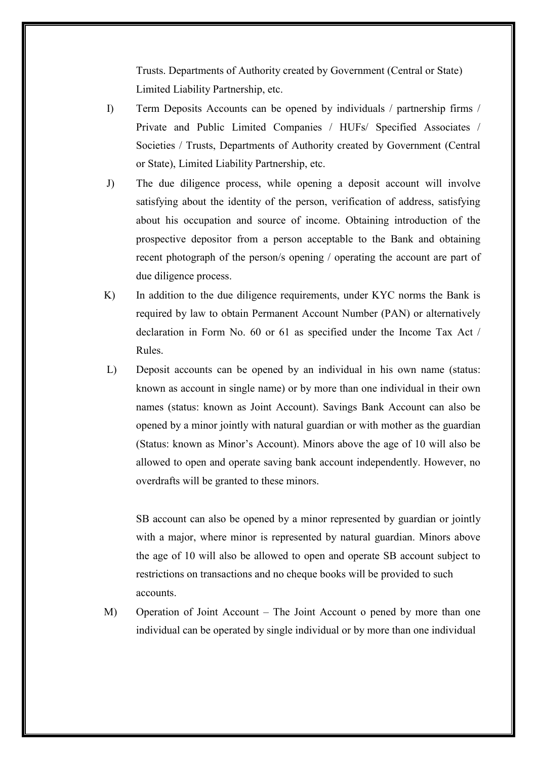Trusts. Departments of Authority created by Government (Central or State) Limited Liability Partnership, etc.

I) Term Deposits Accounts can be opened by individuals / partnership firms / Private and Public Limited Companies / HUFs/ Specified Associates / Societies / Trusts, Departments of Authority created by Government (Central or State), Limited Liability Partnership, etc.

J) The due diligence process, while opening a deposit account will involve satisfying about the identity of the person, verification of address, satisfying about his occupation and source of income. Obtaining introduction of the prospective depositor from a person acceptable to the Bank and obtaining recent photograph of the person/s opening / operating the account are part of due diligence process.

K) In addition to the due diligence requirements, under KYC norms the Bank is required by law to obtain Permanent Account Number (PAN) or alternatively declaration in Form No. 60 or 61 as specified under the Income Tax Act / Rules.

L) Deposit accounts can be opened by an individual in his own name (status: known as account in single name) or by more than one individual in their own names (status: known as Joint Account). Savings Bank Account can also be opened by a minor jointly with natural guardian or with mother as the guardian (Status: known as Minor's Account). Minors above the age of 10 will also be allowed to open and operate saving bank account independently. However, no overdrafts will be granted to these minors.

SB account can also be opened by a minor represented by guardian or jointly with a major, where minor is represented by natural guardian. Minors above the age of 10 will also be allowed to open and operate SB account subject to restrictions on transactions and no cheque books will be provided to such accounts.

M) Operation of Joint Account – The Joint Account o pened by more than one individual can be operated by single individual or by more than one individual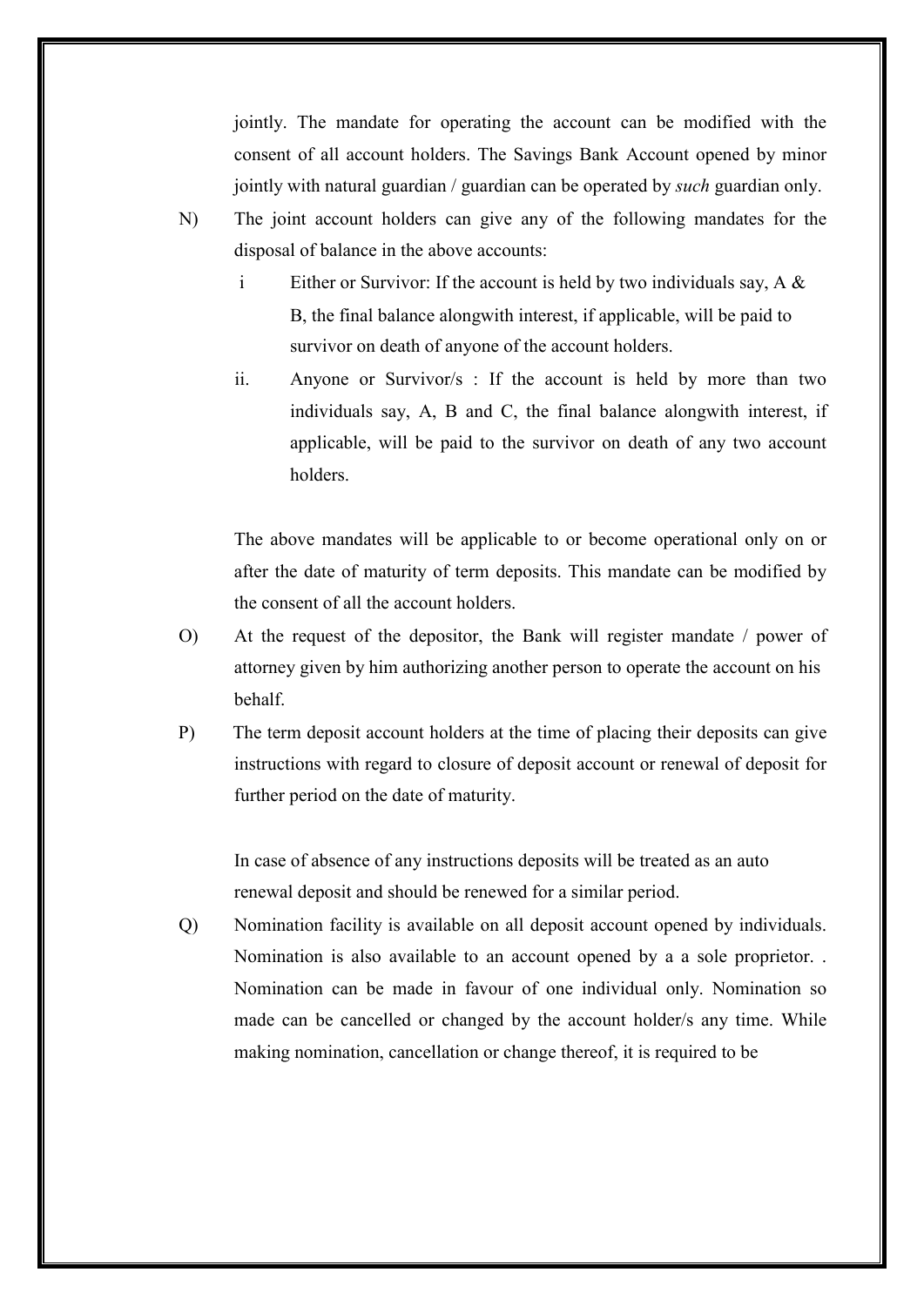jointly. The mandate for operating the account can be modified with the consent of all account holders. The Savings Bank Account opened by minor jointly with natural guardian / guardian can be operated by *such* guardian only.

N) The joint account holders can give any of the following mandates for the disposal of balance in the above accounts:

   i Either or Survivor: If the account is held by two individuals say, A & B, the final balance alongwith interest, if applicable, will be paid to survivor on death of anyone of the account holders.

   ii. Anyone or Survivor/s : If the account is held by more than two individuals say, A, B and C, the final balance alongwith interest, if applicable, will be paid to the survivor on death of any two account holders.

   The above mandates will be applicable to or become operational only on or after the date of maturity of term deposits. This mandate can be modified by the consent of all the account holders.

O) At the request of the depositor, the Bank will register mandate / power of attorney given by him authorizing another person to operate the account on his behalf.

P) The term deposit account holders at the time of placing their deposits can give instructions with regard to closure of deposit account or renewal of deposit for further period on the date of maturity.

   In case of absence of any instructions deposits will be treated as an auto renewal deposit and should be renewed for a similar period.

Q) Nomination facility is available on all deposit account opened by individuals. Nomination is also available to an account opened by a a sole proprietor. . Nomination can be made in favour of one individual only. Nomination so made can be cancelled or changed by the account holder/s any time. While making nomination, cancellation or change thereof, it is required to be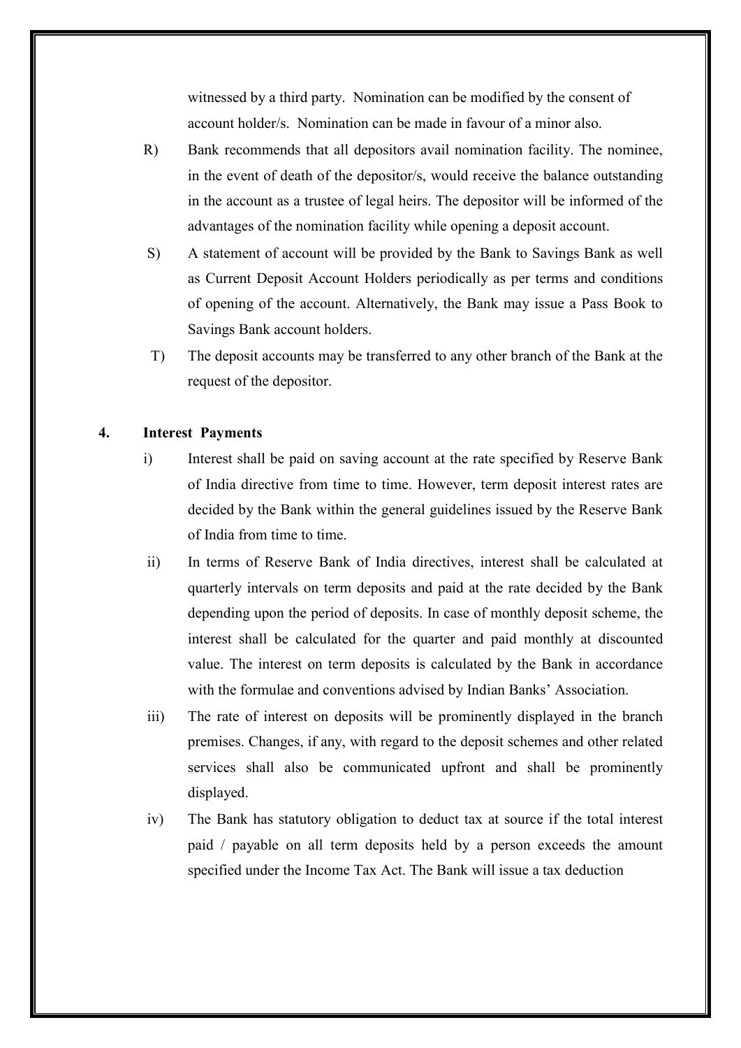witnessed by a third party. Nomination can be modified by the consent of account holder/s. Nomination can be made in favour of a minor also.

R) Bank recommends that all depositors avail nomination facility. The nominee, in the event of death of the depositor/s, would receive the balance outstanding in the account as a trustee of legal heirs. The depositor will be informed of the advantages of the nomination facility while opening a deposit account.

S) A statement of account will be provided by the Bank to Savings Bank as well as Current Deposit Account Holders periodically as per terms and conditions of opening of the account. Alternatively, the Bank may issue a Pass Book to Savings Bank account holders.

T) The deposit accounts may be transferred to any other branch of the Bank at the request of the depositor.

## 4. Interest Payments

i) Interest shall be paid on saving account at the rate specified by Reserve Bank of India directive from time to time. However, term deposit interest rates are decided by the Bank within the general guidelines issued by the Reserve Bank of India from time to time.

ii) In terms of Reserve Bank of India directives, interest shall be calculated at quarterly intervals on term deposits and paid at the rate decided by the Bank depending upon the period of deposits. In case of monthly deposit scheme, the interest shall be calculated for the quarter and paid monthly at discounted value. The interest on term deposits is calculated by the Bank in accordance with the formulae and conventions advised by Indian Banks' Association.

iii) The rate of interest on deposits will be prominently displayed in the branch premises. Changes, if any, with regard to the deposit schemes and other related services shall also be communicated upfront and shall be prominently displayed.

iv) The Bank has statutory obligation to deduct tax at source if the total interest paid / payable on all term deposits held by a person exceeds the amount specified under the Income Tax Act. The Bank will issue a tax deduction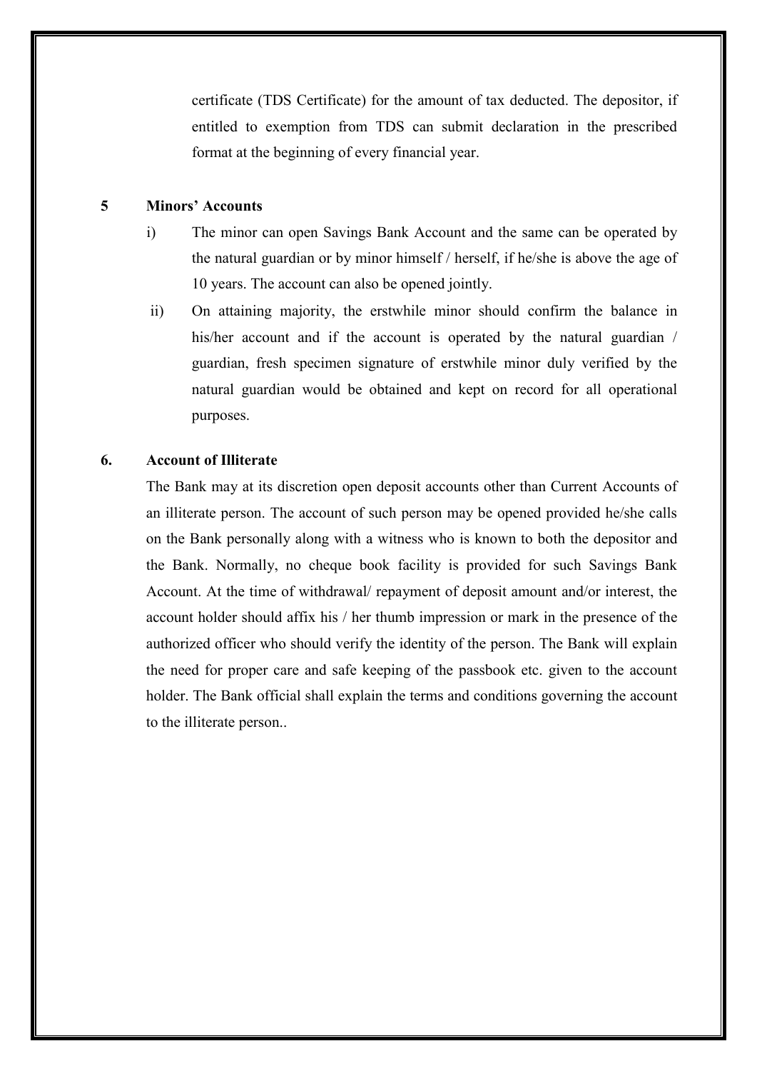certificate (TDS Certificate) for the amount of tax deducted. The depositor, if entitled to exemption from TDS can submit declaration in the prescribed format at the beginning of every financial year.

## 5 Minors' Accounts

i) The minor can open Savings Bank Account and the same can be operated by the natural guardian or by minor himself / herself, if he/she is above the age of 10 years. The account can also be opened jointly.

ii) On attaining majority, the erstwhile minor should confirm the balance in his/her account and if the account is operated by the natural guardian / guardian, fresh specimen signature of erstwhile minor duly verified by the natural guardian would be obtained and kept on record for all operational purposes.

## 6. Account of Illiterate

The Bank may at its discretion open deposit accounts other than Current Accounts of an illiterate person. The account of such person may be opened provided he/she calls on the Bank personally along with a witness who is known to both the depositor and the Bank. Normally, no cheque book facility is provided for such Savings Bank Account. At the time of withdrawal/ repayment of deposit amount and/or interest, the account holder should affix his / her thumb impression or mark in the presence of the authorized officer who should verify the identity of the person. The Bank will explain the need for proper care and safe keeping of the passbook etc. given to the account holder. The Bank official shall explain the terms and conditions governing the account to the illiterate person..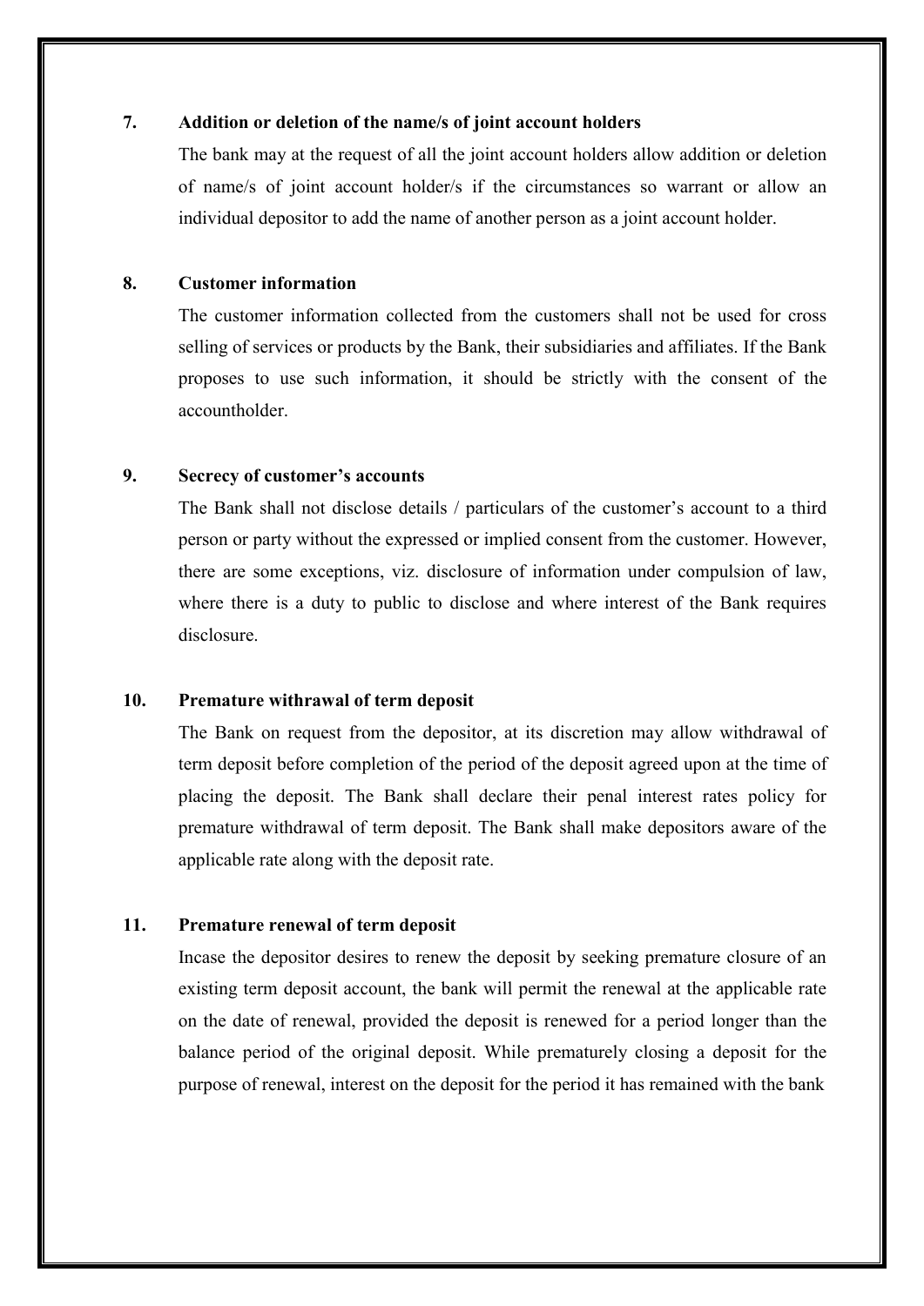**7. Addition or deletion of the name/s of joint account holders**

The bank may at the request of all the joint account holders allow addition or deletion of name/s of joint account holder/s if the circumstances so warrant or allow an individual depositor to add the name of another person as a joint account holder.

**8. Customer information**

The customer information collected from the customers shall not be used for cross selling of services or products by the Bank, their subsidiaries and affiliates. If the Bank proposes to use such information, it should be strictly with the consent of the accountholder.

**9. Secrecy of customer's accounts**

The Bank shall not disclose details / particulars of the customer's account to a third person or party without the expressed or implied consent from the customer. However, there are some exceptions, viz. disclosure of information under compulsion of law, where there is a duty to public to disclose and where interest of the Bank requires disclosure.

**10. Premature withdrawal of term deposit**

The Bank on request from the depositor, at its discretion may allow withdrawal of term deposit before completion of the period of the deposit agreed upon at the time of placing the deposit. The Bank shall declare their penal interest rates policy for premature withdrawal of term deposit. The Bank shall make depositors aware of the applicable rate along with the deposit rate.

**11. Premature renewal of term deposit**

Incase the depositor desires to renew the deposit by seeking premature closure of an existing term deposit account, the bank will permit the renewal at the applicable rate on the date of renewal, provided the deposit is renewed for a period longer than the balance period of the original deposit. While prematurely closing a deposit for the purpose of renewal, interest on the deposit for the period it has remained with the bank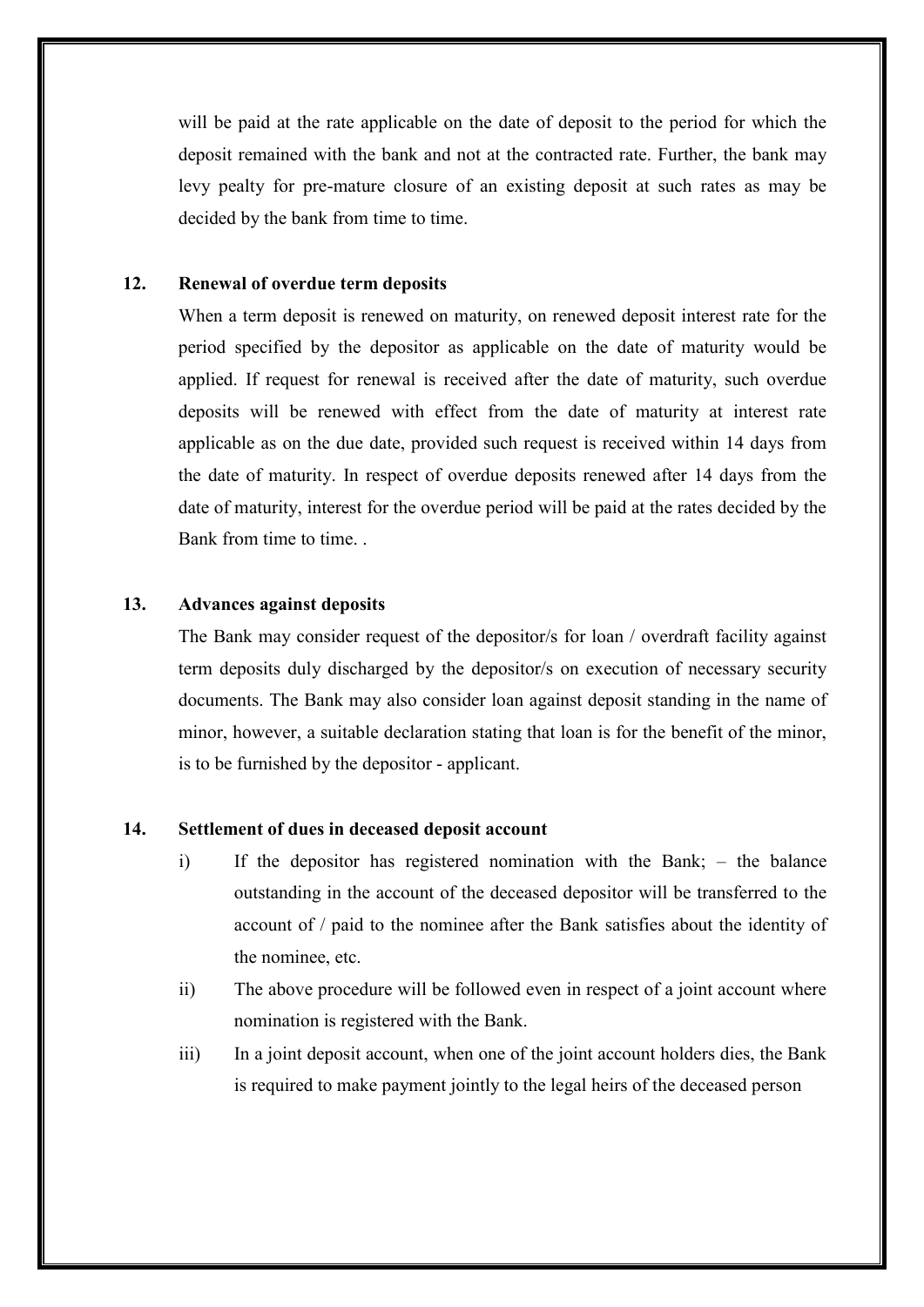will be paid at the rate applicable on the date of deposit to the period for which the deposit remained with the bank and not at the contracted rate. Further, the bank may levy pealty for pre-mature closure of an existing deposit at such rates as may be decided by the bank from time to time.

**12. Renewal of overdue term deposits**

When a term deposit is renewed on maturity, on renewed deposit interest rate for the period specified by the depositor as applicable on the date of maturity would be applied. If request for renewal is received after the date of maturity, such overdue deposits will be renewed with effect from the date of maturity at interest rate applicable as on the due date, provided such request is received within 14 days from the date of maturity. In respect of overdue deposits renewed after 14 days from the date of maturity, interest for the overdue period will be paid at the rates decided by the Bank from time to time. .

**13. Advances against deposits**

The Bank may consider request of the depositor/s for loan / overdraft facility against term deposits duly discharged by the depositor/s on execution of necessary security documents. The Bank may also consider loan against deposit standing in the name of minor, however, a suitable declaration stating that loan is for the benefit of the minor, is to be furnished by the depositor - applicant.

**14. Settlement of dues in deceased deposit account**

i) If the depositor has registered nomination with the Bank; – the balance outstanding in the account of the deceased depositor will be transferred to the account of / paid to the nominee after the Bank satisfies about the identity of the nominee, etc.

ii) The above procedure will be followed even in respect of a joint account where nomination is registered with the Bank.

iii) In a joint deposit account, when one of the joint account holders dies, the Bank is required to make payment jointly to the legal heirs of the deceased person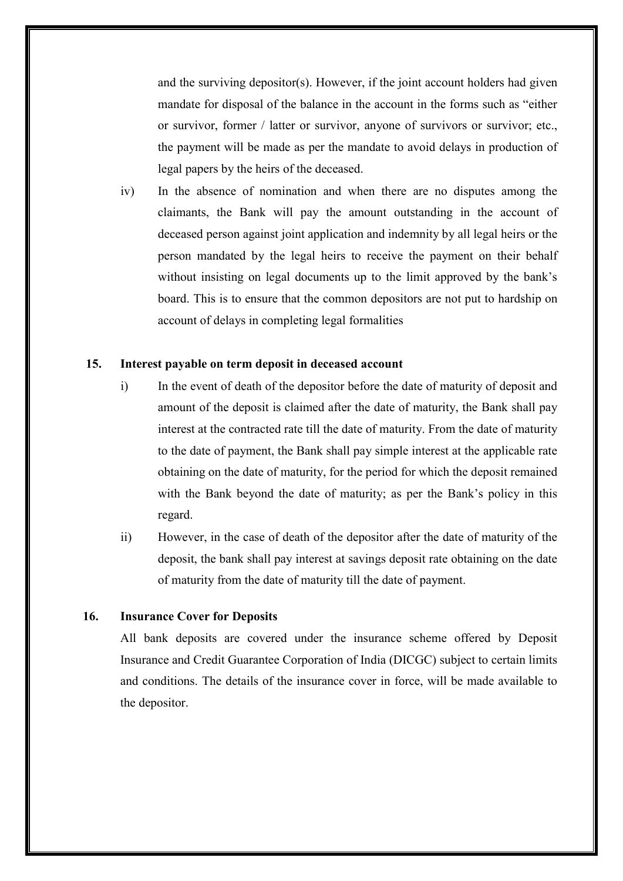and the surviving depositor(s). However, if the joint account holders had given mandate for disposal of the balance in the account in the forms such as "either or survivor, former / latter or survivor, anyone of survivors or survivor; etc., the payment will be made as per the mandate to avoid delays in production of legal papers by the heirs of the deceased.

iv) In the absence of nomination and when there are no disputes among the claimants, the Bank will pay the amount outstanding in the account of deceased person against joint application and indemnity by all legal heirs or the person mandated by the legal heirs to receive the payment on their behalf without insisting on legal documents up to the limit approved by the bank's board. This is to ensure that the common depositors are not put to hardship on account of delays in completing legal formalities

## 15. Interest payable on term deposit in deceased account

i) In the event of death of the depositor before the date of maturity of deposit and amount of the deposit is claimed after the date of maturity, the Bank shall pay interest at the contracted rate till the date of maturity. From the date of maturity to the date of payment, the Bank shall pay simple interest at the applicable rate obtaining on the date of maturity, for the period for which the deposit remained with the Bank beyond the date of maturity; as per the Bank's policy in this regard.

ii) However, in the case of death of the depositor after the date of maturity of the deposit, the bank shall pay interest at savings deposit rate obtaining on the date of maturity from the date of maturity till the date of payment.

## 16. Insurance Cover for Deposits

All bank deposits are covered under the insurance scheme offered by Deposit Insurance and Credit Guarantee Corporation of India (DICGC) subject to certain limits and conditions. The details of the insurance cover in force, will be made available to the depositor.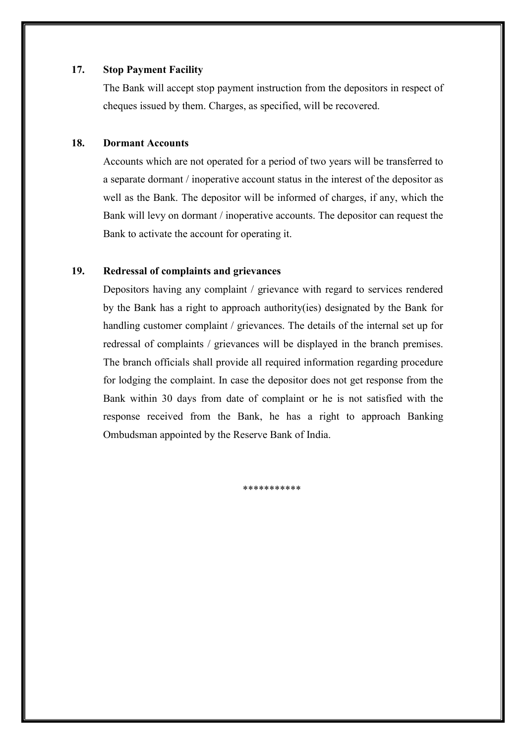### 17. Stop Payment Facility

The Bank will accept stop payment instruction from the depositors in respect of cheques issued by them. Charges, as specified, will be recovered.

### 18. Dormant Accounts

Accounts which are not operated for a period of two years will be transferred to a separate dormant / inoperative account status in the interest of the depositor as well as the Bank. The depositor will be informed of charges, if any, which the Bank will levy on dormant / inoperative accounts. The depositor can request the Bank to activate the account for operating it.

### 19. Redressal of complaints and grievances

Depositors having any complaint / grievance with regard to services rendered by the Bank has a right to approach authority(ies) designated by the Bank for handling customer complaint / grievances. The details of the internal set up for redressal of complaints / grievances will be displayed in the branch premises. The branch officials shall provide all required information regarding procedure for lodging the complaint. In case the depositor does not get response from the Bank within 30 days from date of complaint or he is not satisfied with the response received from the Bank, he has a right to approach Banking Ombudsman appointed by the Reserve Bank of India.

***********